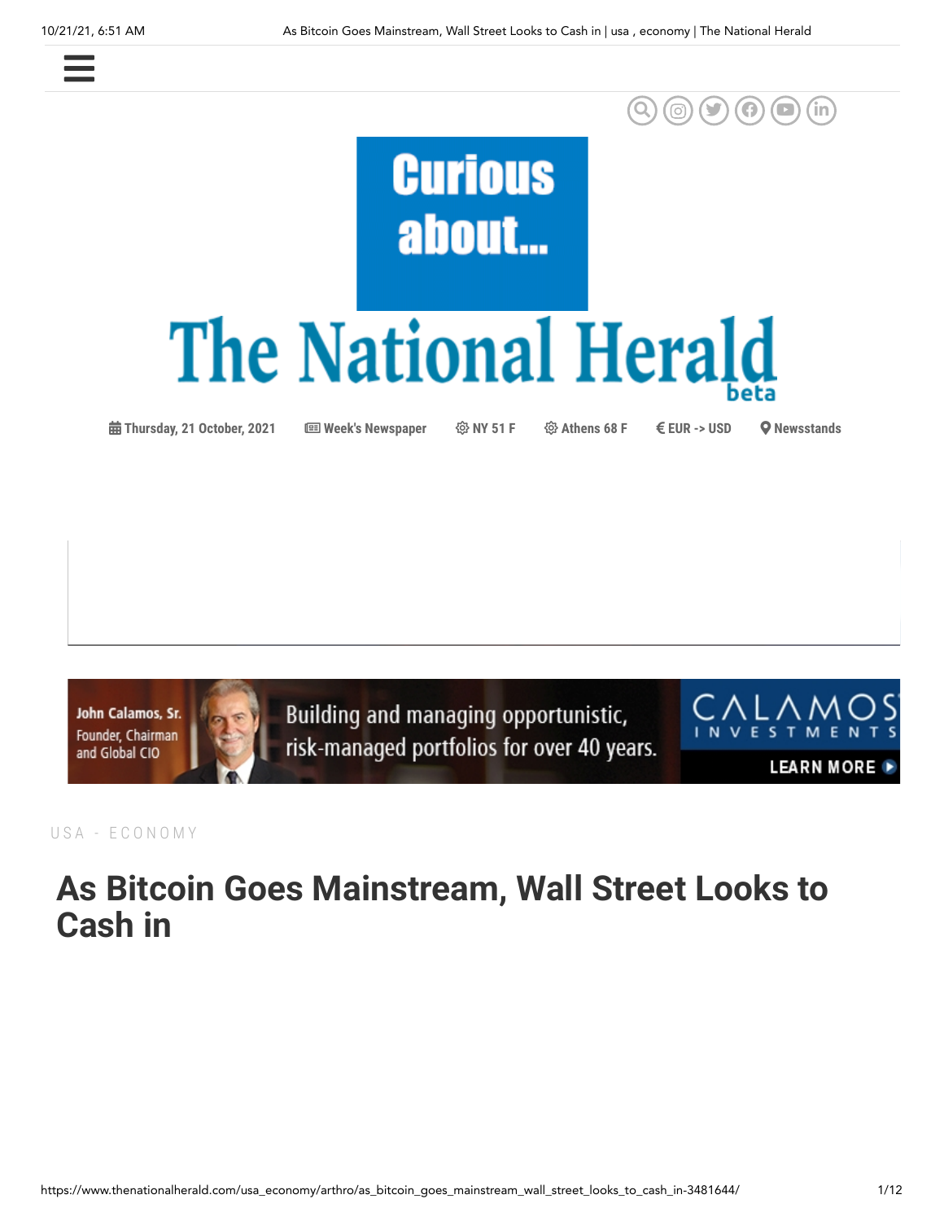Curious about...

# The National Herald

beta

Thursday, 21 October, 2021 | Week's Newspaper | NY 51 F | Athens 68 F | € EUR -> USD | Newsstands

John Calamos, Sr. Founder, Chairman and Global CIO — Building and managing opportunistic, risk-managed portfolios for over 40 years. CALAMOS INVESTMENTS LEARN MORE

USA - ECONOMY

# As Bitcoin Goes Mainstream, Wall Street Looks to Cash in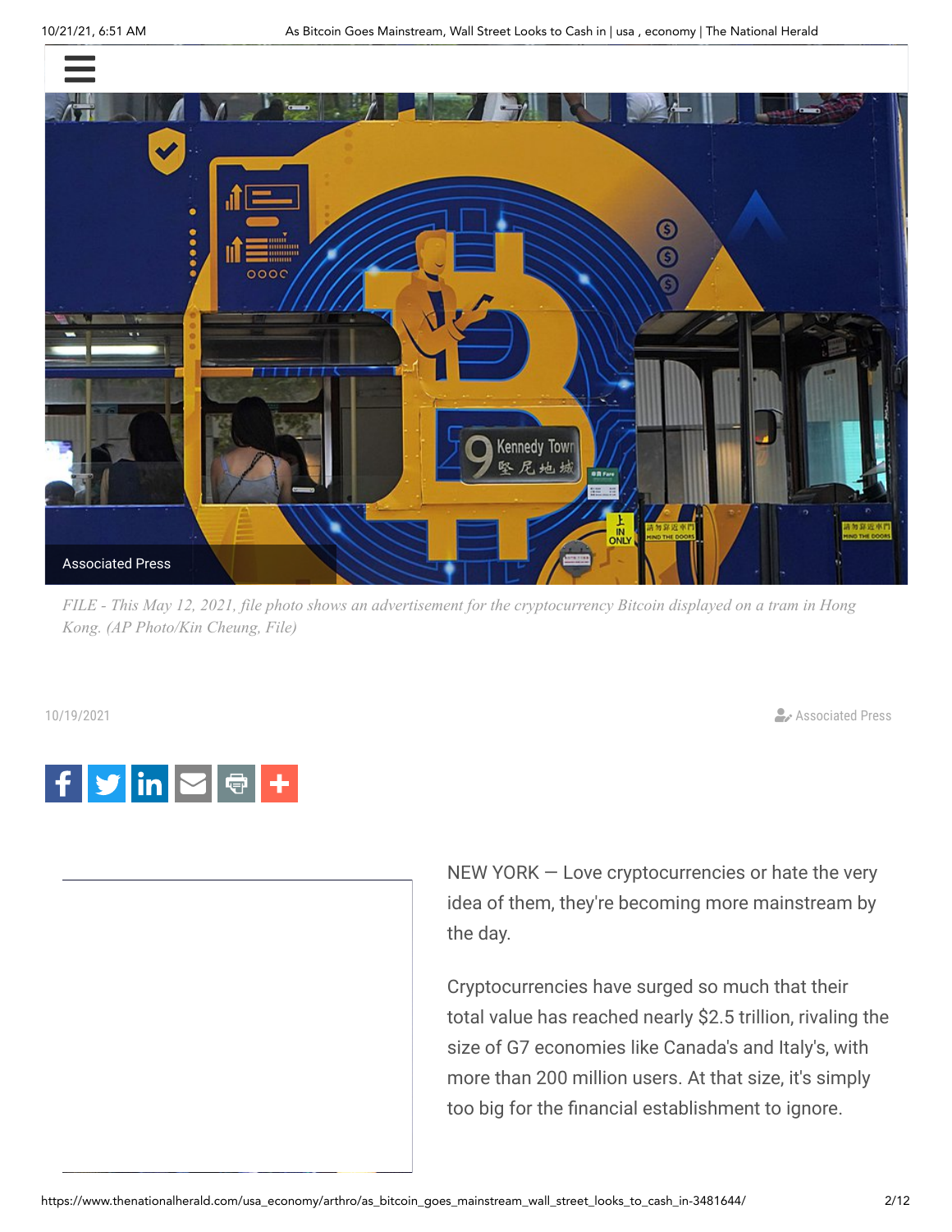*FILE - This May 12, 2021, file photo shows an advertisement for the cryptocurrency Bitcoin displayed on a tram in Hong Kong. (AP Photo/Kin Cheung, File)*

10/19/2021

Associated Press

NEW YORK — Love cryptocurrencies or hate the very idea of them, they're becoming more mainstream by the day.

Cryptocurrencies have surged so much that their total value has reached nearly $2.5 trillion, rivaling the size of G7 economies like Canada's and Italy's, with more than 200 million users. At that size, it's simply too big for the financial establishment to ignore.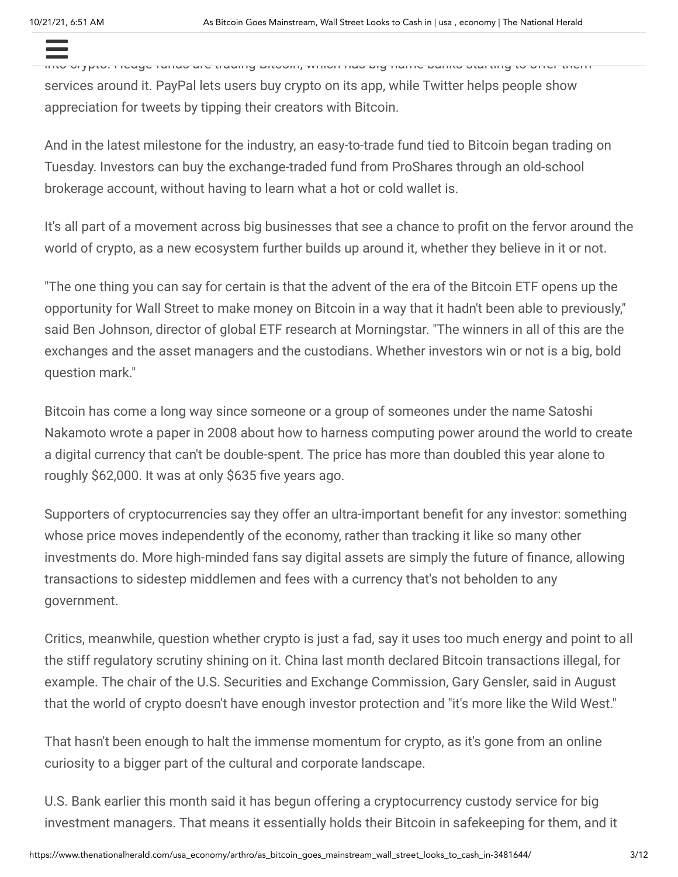into crypto. Hedge funds are trading Bitcoin, which has big-name banks starting to offer them services around it. PayPal lets users buy crypto on its app, while Twitter helps people show appreciation for tweets by tipping their creators with Bitcoin.

And in the latest milestone for the industry, an easy-to-trade fund tied to Bitcoin began trading on Tuesday. Investors can buy the exchange-traded fund from ProShares through an old-school brokerage account, without having to learn what a hot or cold wallet is.

It's all part of a movement across big businesses that see a chance to profit on the fervor around the world of crypto, as a new ecosystem further builds up around it, whether they believe in it or not.

"The one thing you can say for certain is that the advent of the era of the Bitcoin ETF opens up the opportunity for Wall Street to make money on Bitcoin in a way that it hadn't been able to previously," said Ben Johnson, director of global ETF research at Morningstar. "The winners in all of this are the exchanges and the asset managers and the custodians. Whether investors win or not is a big, bold question mark."

Bitcoin has come a long way since someone or a group of someones under the name Satoshi Nakamoto wrote a paper in 2008 about how to harness computing power around the world to create a digital currency that can't be double-spent. The price has more than doubled this year alone to roughly $62,000. It was at only $635 five years ago.

Supporters of cryptocurrencies say they offer an ultra-important benefit for any investor: something whose price moves independently of the economy, rather than tracking it like so many other investments do. More high-minded fans say digital assets are simply the future of finance, allowing transactions to sidestep middlemen and fees with a currency that's not beholden to any government.

Critics, meanwhile, question whether crypto is just a fad, say it uses too much energy and point to all the stiff regulatory scrutiny shining on it. China last month declared Bitcoin transactions illegal, for example. The chair of the U.S. Securities and Exchange Commission, Gary Gensler, said in August that the world of crypto doesn't have enough investor protection and "it's more like the Wild West."

That hasn't been enough to halt the immense momentum for crypto, as it's gone from an online curiosity to a bigger part of the cultural and corporate landscape.

U.S. Bank earlier this month said it has begun offering a cryptocurrency custody service for big investment managers. That means it essentially holds their Bitcoin in safekeeping for them, and it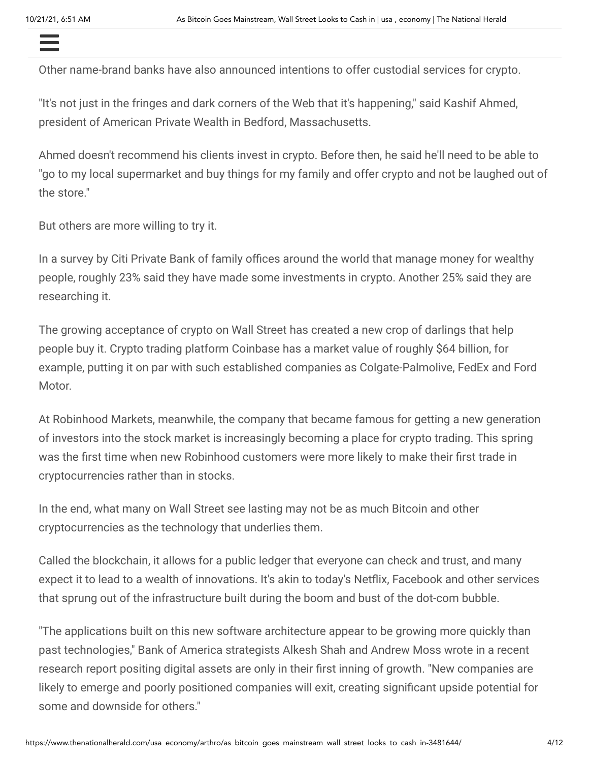Other name-brand banks have also announced intentions to offer custodial services for crypto.

"It's not just in the fringes and dark corners of the Web that it's happening," said Kashif Ahmed, president of American Private Wealth in Bedford, Massachusetts.

Ahmed doesn't recommend his clients invest in crypto. Before then, he said he'll need to be able to "go to my local supermarket and buy things for my family and offer crypto and not be laughed out of the store."

But others are more willing to try it.

In a survey by Citi Private Bank of family offices around the world that manage money for wealthy people, roughly 23% said they have made some investments in crypto. Another 25% said they are researching it.

The growing acceptance of crypto on Wall Street has created a new crop of darlings that help people buy it. Crypto trading platform Coinbase has a market value of roughly $64 billion, for example, putting it on par with such established companies as Colgate-Palmolive, FedEx and Ford Motor.

At Robinhood Markets, meanwhile, the company that became famous for getting a new generation of investors into the stock market is increasingly becoming a place for crypto trading. This spring was the first time when new Robinhood customers were more likely to make their first trade in cryptocurrencies rather than in stocks.

In the end, what many on Wall Street see lasting may not be as much Bitcoin and other cryptocurrencies as the technology that underlies them.

Called the blockchain, it allows for a public ledger that everyone can check and trust, and many expect it to lead to a wealth of innovations. It's akin to today's Netflix, Facebook and other services that sprung out of the infrastructure built during the boom and bust of the dot-com bubble.

"The applications built on this new software architecture appear to be growing more quickly than past technologies," Bank of America strategists Alkesh Shah and Andrew Moss wrote in a recent research report positing digital assets are only in their first inning of growth. "New companies are likely to emerge and poorly positioned companies will exit, creating significant upside potential for some and downside for others."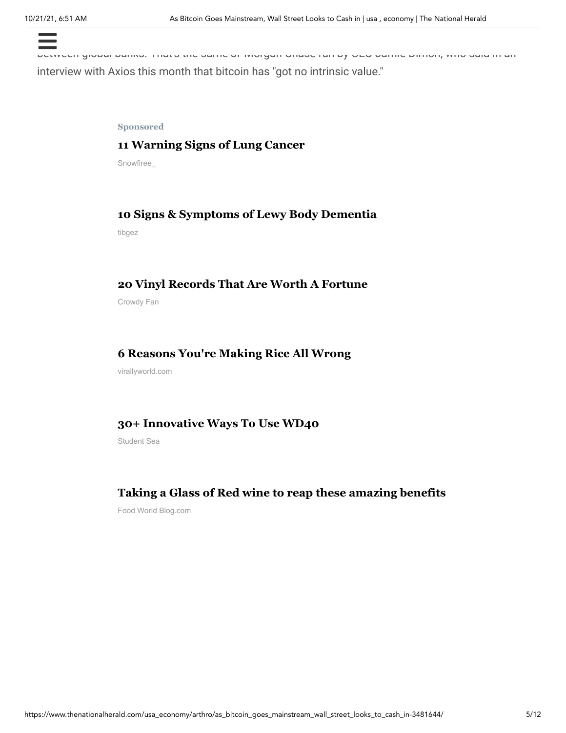between global banks. That's the same JP Morgan Chase run by CEO Jamie Dimon, who said in an interview with Axios this month that bitcoin has "got no intrinsic value."

Sponsored

**11 Warning Signs of Lung Cancer**

Snowfiree_

**10 Signs & Symptoms of Lewy Body Dementia**

tibgez

**20 Vinyl Records That Are Worth A Fortune**

Crowdy Fan

**6 Reasons You're Making Rice All Wrong**

virallyworld.com

**30+ Innovative Ways To Use WD40**

Student Sea

**Taking a Glass of Red wine to reap these amazing benefits**

Food World Blog.com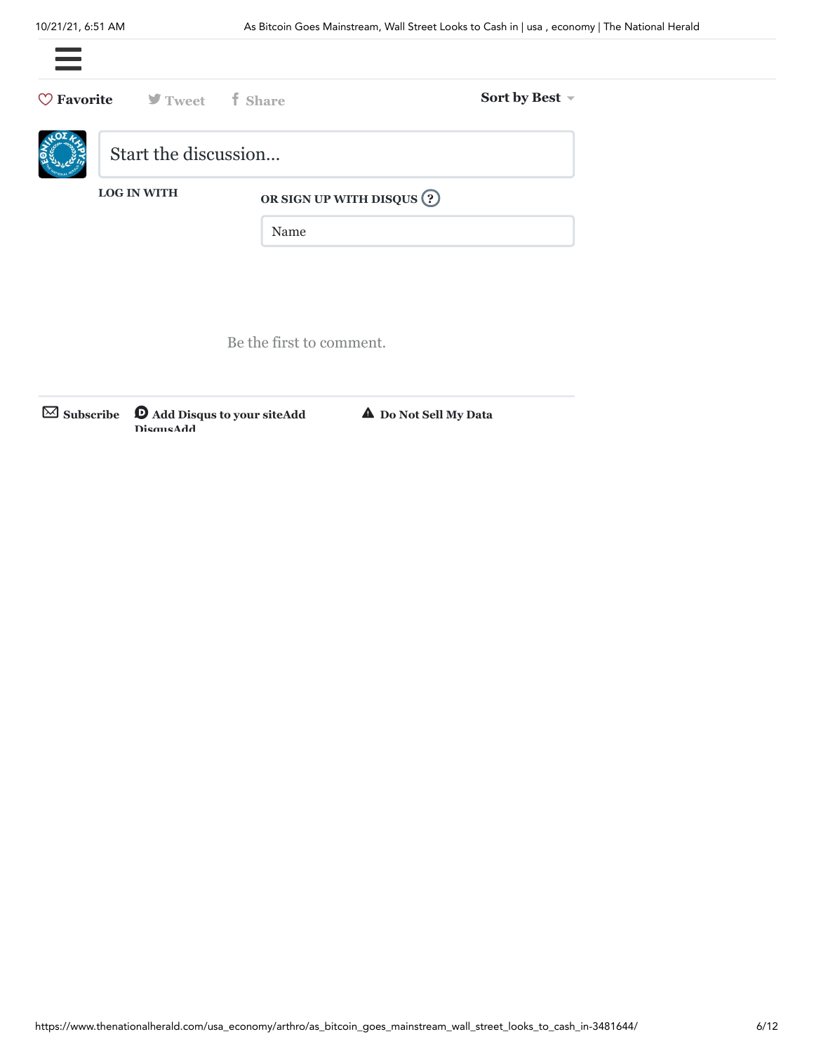Favorite Tweet Share Sort by Best

Start the discussion...

LOG IN WITH

OR SIGN UP WITH DISQUS ?

Name

Be the first to comment.

Subscribe Add Disqus to your siteAdd DisqusAdd Do Not Sell My Data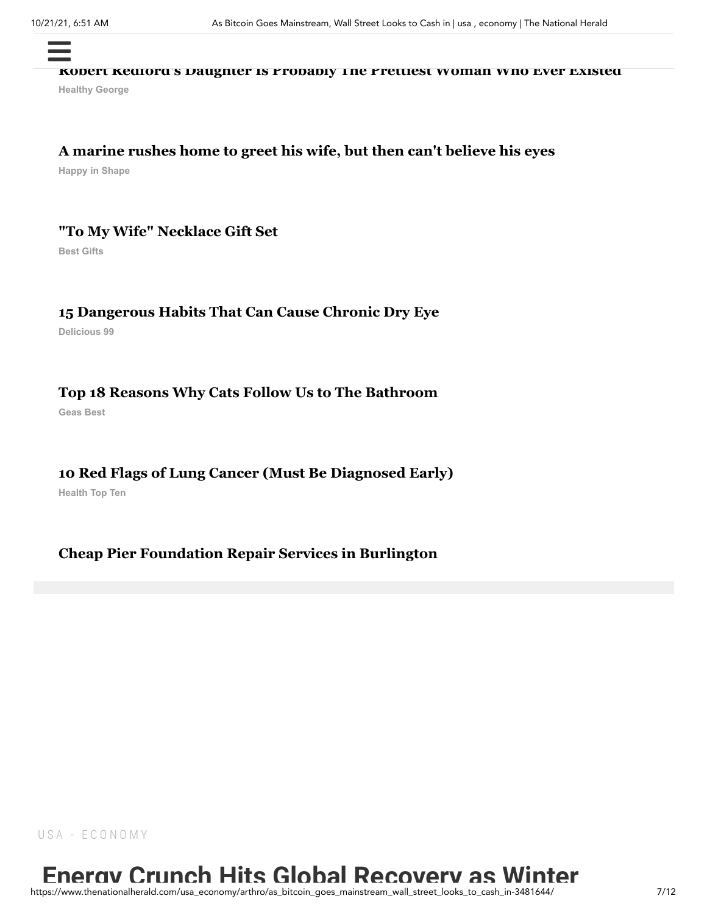**Robert Redford's Daughter Is Probably The Prettiest Woman Who Ever Existed**

Healthy George

**A marine rushes home to greet his wife, but then can't believe his eyes**

Happy in Shape

**"To My Wife" Necklace Gift Set**

Best Gifts

**15 Dangerous Habits That Can Cause Chronic Dry Eye**

Delicious 99

**Top 18 Reasons Why Cats Follow Us to The Bathroom**

Geas Best

**10 Red Flags of Lung Cancer (Must Be Diagnosed Early)**

Health Top Ten

**Cheap Pier Foundation Repair Services in Burlington**

USA - ECONOMY

# Energy Crunch Hits Global Recovery as Winter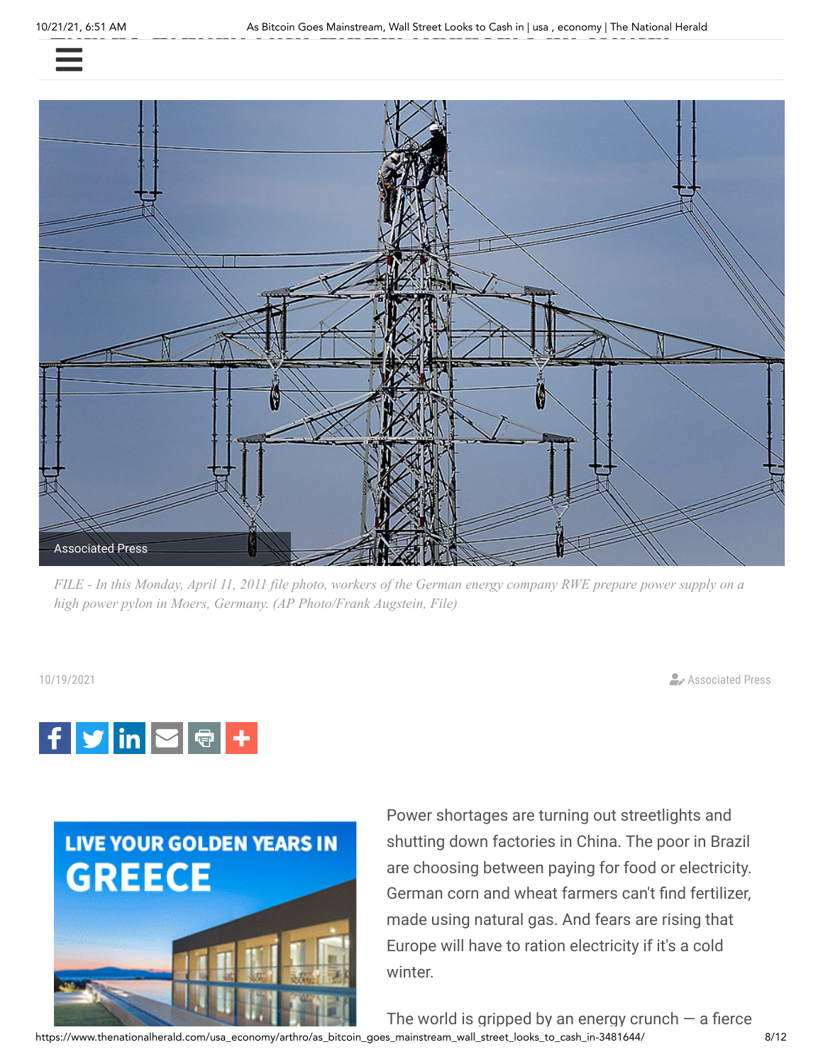Associated Press

*FILE - In this Monday, April 11, 2011 file photo, workers of the German energy company RWE prepare power supply on a high power pylon in Moers, Germany. (AP Photo/Frank Augstein, File)*

10/19/2021

Associated Press

LIVE YOUR GOLDEN YEARS IN GREECE

Power shortages are turning out streetlights and shutting down factories in China. The poor in Brazil are choosing between paying for food or electricity. German corn and wheat farmers can't find fertilizer, made using natural gas. And fears are rising that Europe will have to ration electricity if it's a cold winter.

The world is gripped by an energy crunch — a fierce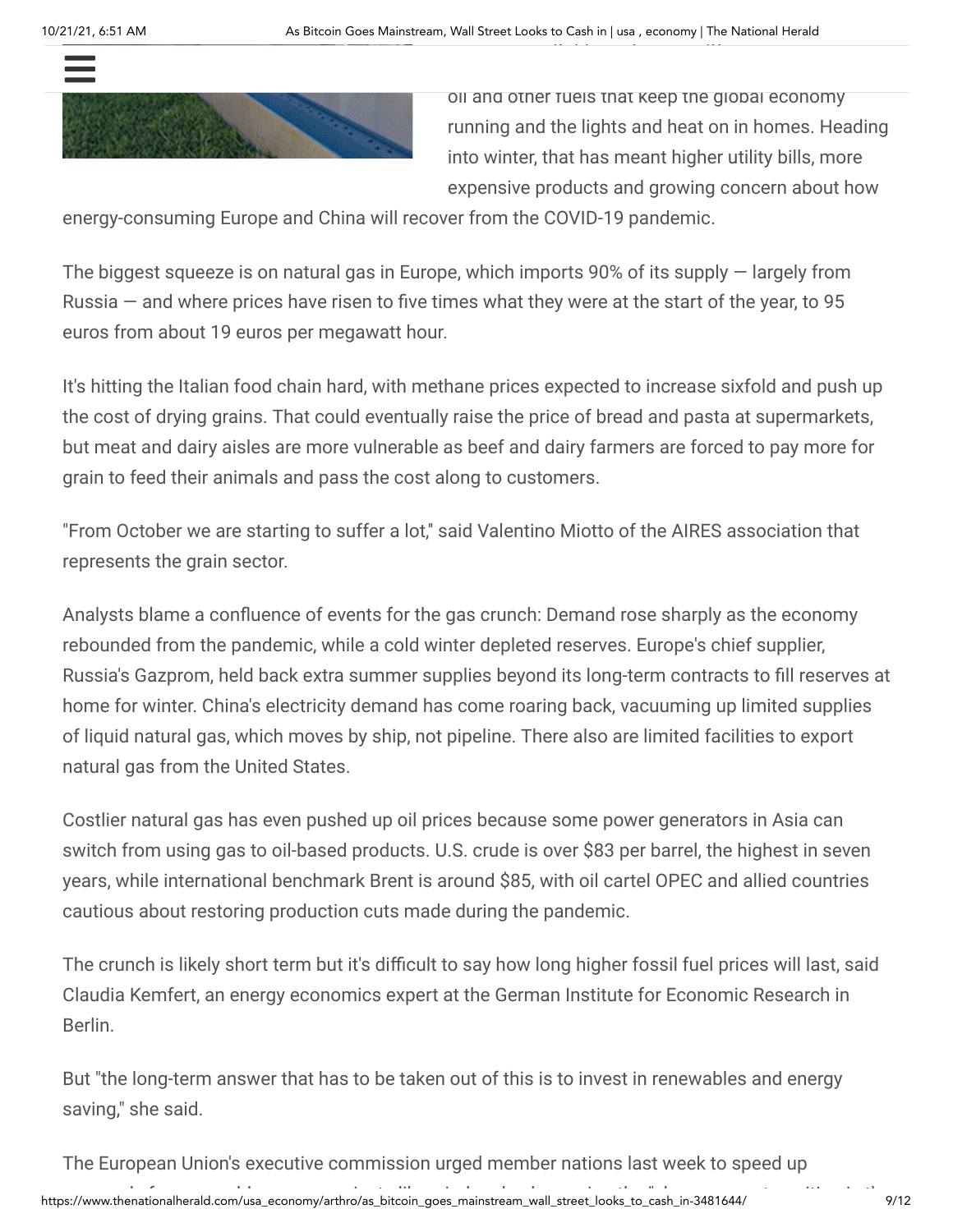oil and other fuels that keep the global economy running and the lights and heat on in homes. Heading into winter, that has meant higher utility bills, more expensive products and growing concern about how energy-consuming Europe and China will recover from the COVID-19 pandemic.

The biggest squeeze is on natural gas in Europe, which imports 90% of its supply — largely from Russia — and where prices have risen to five times what they were at the start of the year, to 95 euros from about 19 euros per megawatt hour.

It's hitting the Italian food chain hard, with methane prices expected to increase sixfold and push up the cost of drying grains. That could eventually raise the price of bread and pasta at supermarkets, but meat and dairy aisles are more vulnerable as beef and dairy farmers are forced to pay more for grain to feed their animals and pass the cost along to customers.

"From October we are starting to suffer a lot," said Valentino Miotto of the AIRES association that represents the grain sector.

Analysts blame a confluence of events for the gas crunch: Demand rose sharply as the economy rebounded from the pandemic, while a cold winter depleted reserves. Europe's chief supplier, Russia's Gazprom, held back extra summer supplies beyond its long-term contracts to fill reserves at home for winter. China's electricity demand has come roaring back, vacuuming up limited supplies of liquid natural gas, which moves by ship, not pipeline. There also are limited facilities to export natural gas from the United States.

Costlier natural gas has even pushed up oil prices because some power generators in Asia can switch from using gas to oil-based products. U.S. crude is over $83 per barrel, the highest in seven years, while international benchmark Brent is around $85, with oil cartel OPEC and allied countries cautious about restoring production cuts made during the pandemic.

The crunch is likely short term but it's difficult to say how long higher fossil fuel prices will last, said Claudia Kemfert, an energy economics expert at the German Institute for Economic Research in Berlin.

But "the long-term answer that has to be taken out of this is to invest in renewables and energy saving," she said.

The European Union's executive commission urged member nations last week to speed up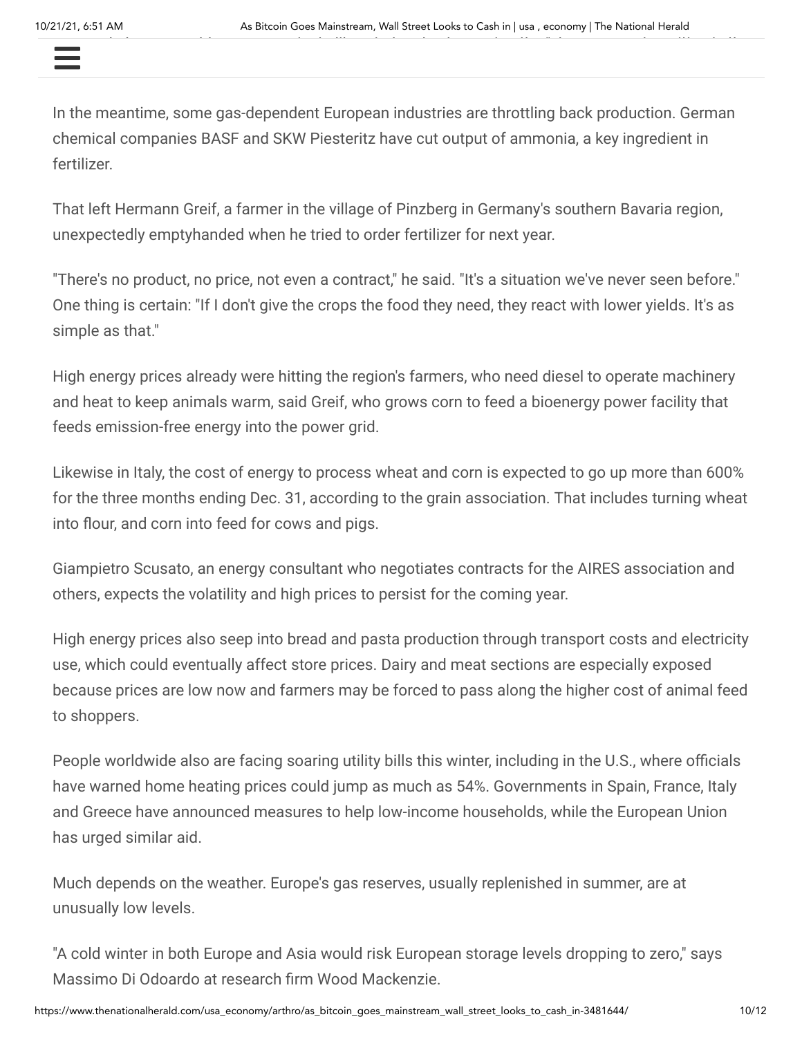In the meantime, some gas-dependent European industries are throttling back production. German chemical companies BASF and SKW Piesteritz have cut output of ammonia, a key ingredient in fertilizer.

That left Hermann Greif, a farmer in the village of Pinzberg in Germany's southern Bavaria region, unexpectedly emptyhanded when he tried to order fertilizer for next year.

"There's no product, no price, not even a contract," he said. "It's a situation we've never seen before." One thing is certain: "If I don't give the crops the food they need, they react with lower yields. It's as simple as that."

High energy prices already were hitting the region's farmers, who need diesel to operate machinery and heat to keep animals warm, said Greif, who grows corn to feed a bioenergy power facility that feeds emission-free energy into the power grid.

Likewise in Italy, the cost of energy to process wheat and corn is expected to go up more than 600% for the three months ending Dec. 31, according to the grain association. That includes turning wheat into flour, and corn into feed for cows and pigs.

Giampietro Scusato, an energy consultant who negotiates contracts for the AIRES association and others, expects the volatility and high prices to persist for the coming year.

High energy prices also seep into bread and pasta production through transport costs and electricity use, which could eventually affect store prices. Dairy and meat sections are especially exposed because prices are low now and farmers may be forced to pass along the higher cost of animal feed to shoppers.

People worldwide also are facing soaring utility bills this winter, including in the U.S., where officials have warned home heating prices could jump as much as 54%. Governments in Spain, France, Italy and Greece have announced measures to help low-income households, while the European Union has urged similar aid.

Much depends on the weather. Europe's gas reserves, usually replenished in summer, are at unusually low levels.

"A cold winter in both Europe and Asia would risk European storage levels dropping to zero," says Massimo Di Odoardo at research firm Wood Mackenzie.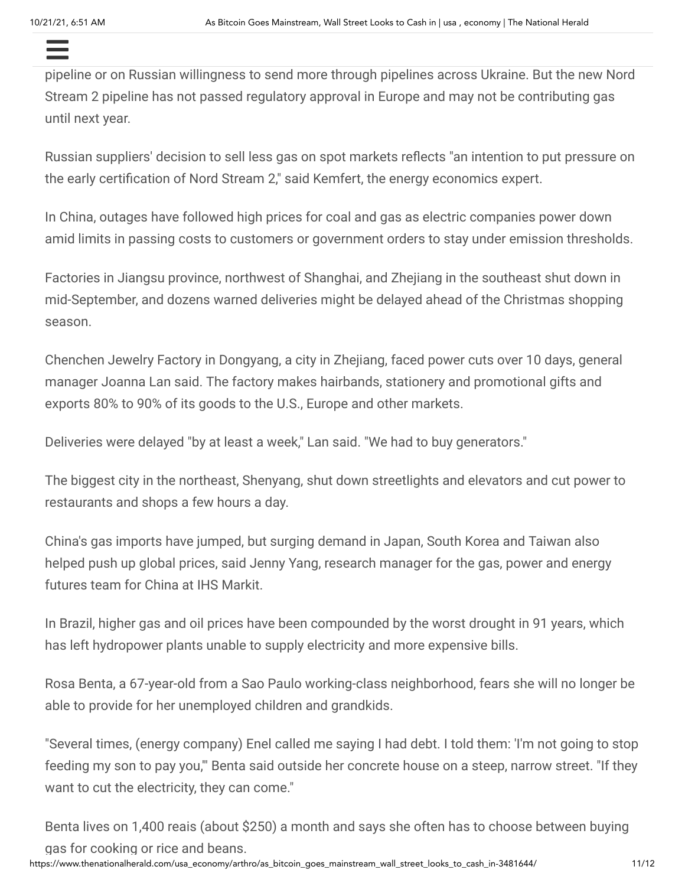pipeline or on Russian willingness to send more through pipelines across Ukraine. But the new Nord Stream 2 pipeline has not passed regulatory approval in Europe and may not be contributing gas until next year.

Russian suppliers' decision to sell less gas on spot markets reflects "an intention to put pressure on the early certification of Nord Stream 2," said Kemfert, the energy economics expert.

In China, outages have followed high prices for coal and gas as electric companies power down amid limits in passing costs to customers or government orders to stay under emission thresholds.

Factories in Jiangsu province, northwest of Shanghai, and Zhejiang in the southeast shut down in mid-September, and dozens warned deliveries might be delayed ahead of the Christmas shopping season.

Chenchen Jewelry Factory in Dongyang, a city in Zhejiang, faced power cuts over 10 days, general manager Joanna Lan said. The factory makes hairbands, stationery and promotional gifts and exports 80% to 90% of its goods to the U.S., Europe and other markets.

Deliveries were delayed "by at least a week," Lan said. "We had to buy generators."

The biggest city in the northeast, Shenyang, shut down streetlights and elevators and cut power to restaurants and shops a few hours a day.

China's gas imports have jumped, but surging demand in Japan, South Korea and Taiwan also helped push up global prices, said Jenny Yang, research manager for the gas, power and energy futures team for China at IHS Markit.

In Brazil, higher gas and oil prices have been compounded by the worst drought in 91 years, which has left hydropower plants unable to supply electricity and more expensive bills.

Rosa Benta, a 67-year-old from a Sao Paulo working-class neighborhood, fears she will no longer be able to provide for her unemployed children and grandkids.

"Several times, (energy company) Enel called me saying I had debt. I told them: 'I'm not going to stop feeding my son to pay you,'" Benta said outside her concrete house on a steep, narrow street. "If they want to cut the electricity, they can come."

Benta lives on 1,400 reais (about $250) a month and says she often has to choose between buying gas for cooking or rice and beans.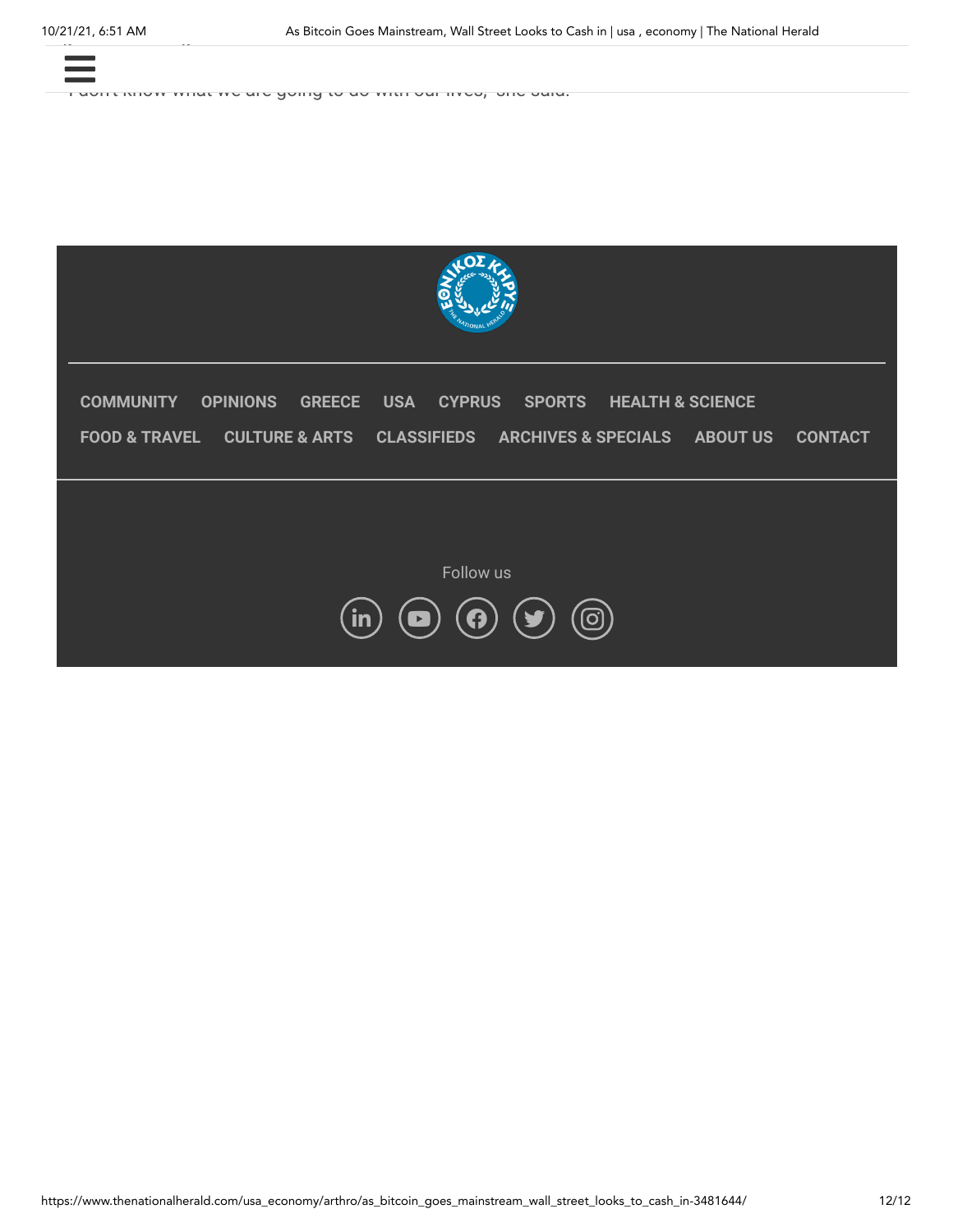"I don't know what we are going to do with our lives," she said.

COMMUNITY OPINIONS GREECE USA CYPRUS SPORTS HEALTH & SCIENCE

FOOD & TRAVEL CULTURE & ARTS CLASSIFIEDS ARCHIVES & SPECIALS ABOUT US CONTACT

Follow us